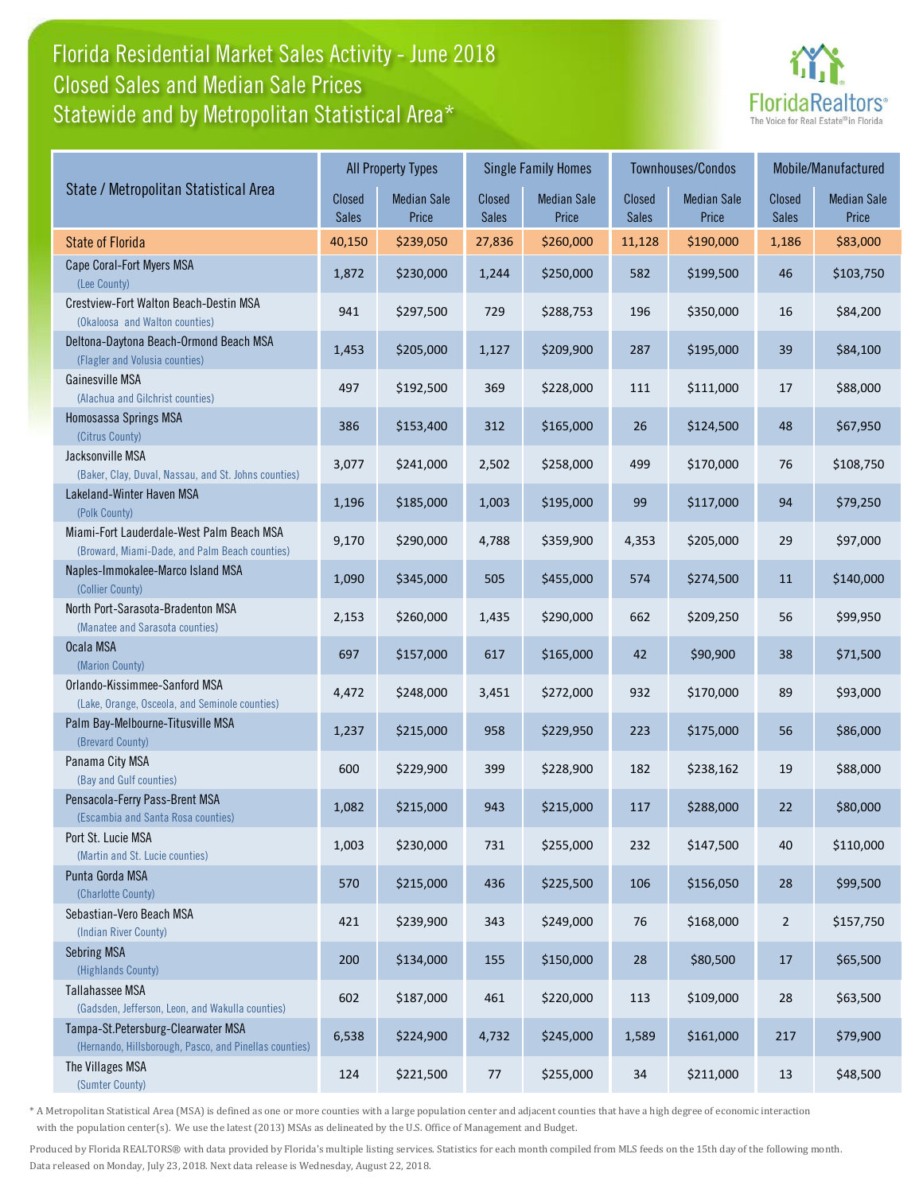# Florida Residential Market Sales Activity - June 2018
## Closed Sales and Median Sale Prices
## Statewide and by Metropolitan Statistical Area*

FloridaRealtors®
The Voice for Real Estate® in Florida

| State / Metropolitan Statistical Area | All Property Types | | Single Family Homes | | Townhouses/Condos | | Mobile/Manufactured | |
|---|---|---|---|---|---|---|---|---|
| | Closed Sales | Median Sale Price | Closed Sales | Median Sale Price | Closed Sales | Median Sale Price | Closed Sales | Median Sale Price |
| State of Florida | 40,150 | $239,050 | 27,836 | $260,000 | 11,128 | $190,000 | 1,186 | $83,000 |
| Cape Coral-Fort Myers MSA (Lee County) | 1,872 | $230,000 | 1,244 | $250,000 | 582 | $199,500 | 46 | $103,750 |
| Crestview-Fort Walton Beach-Destin MSA (Okaloosa and Walton counties) | 941 | $297,500 | 729 | $288,753 | 196 | $350,000 | 16 | $84,200 |
| Deltona-Daytona Beach-Ormond Beach MSA (Flagler and Volusia counties) | 1,453 | $205,000 | 1,127 | $209,900 | 287 | $195,000 | 39 | $84,100 |
| Gainesville MSA (Alachua and Gilchrist counties) | 497 | $192,500 | 369 | $228,000 | 111 | $111,000 | 17 | $88,000 |
| Homosassa Springs MSA (Citrus County) | 386 | $153,400 | 312 | $165,000 | 26 | $124,500 | 48 | $67,950 |
| Jacksonville MSA (Baker, Clay, Duval, Nassau, and St. Johns counties) | 3,077 | $241,000 | 2,502 | $258,000 | 499 | $170,000 | 76 | $108,750 |
| Lakeland-Winter Haven MSA (Polk County) | 1,196 | $185,000 | 1,003 | $195,000 | 99 | $117,000 | 94 | $79,250 |
| Miami-Fort Lauderdale-West Palm Beach MSA (Broward, Miami-Dade, and Palm Beach counties) | 9,170 | $290,000 | 4,788 | $359,900 | 4,353 | $205,000 | 29 | $97,000 |
| Naples-Immokalee-Marco Island MSA (Collier County) | 1,090 | $345,000 | 505 | $455,000 | 574 | $274,500 | 11 | $140,000 |
| North Port-Sarasota-Bradenton MSA (Manatee and Sarasota counties) | 2,153 | $260,000 | 1,435 | $290,000 | 662 | $209,250 | 56 | $99,950 |
| Ocala MSA (Marion County) | 697 | $157,000 | 617 | $165,000 | 42 | $90,900 | 38 | $71,500 |
| Orlando-Kissimmee-Sanford MSA (Lake, Orange, Osceola, and Seminole counties) | 4,472 | $248,000 | 3,451 | $272,000 | 932 | $170,000 | 89 | $93,000 |
| Palm Bay-Melbourne-Titusville MSA (Brevard County) | 1,237 | $215,000 | 958 | $229,950 | 223 | $175,000 | 56 | $86,000 |
| Panama City MSA (Bay and Gulf counties) | 600 | $229,900 | 399 | $228,900 | 182 | $238,162 | 19 | $88,000 |
| Pensacola-Ferry Pass-Brent MSA (Escambia and Santa Rosa counties) | 1,082 | $215,000 | 943 | $215,000 | 117 | $288,000 | 22 | $80,000 |
| Port St. Lucie MSA (Martin and St. Lucie counties) | 1,003 | $230,000 | 731 | $255,000 | 232 | $147,500 | 40 | $110,000 |
| Punta Gorda MSA (Charlotte County) | 570 | $215,000 | 436 | $225,500 | 106 | $156,050 | 28 | $99,500 |
| Sebastian-Vero Beach MSA (Indian River County) | 421 | $239,900 | 343 | $249,000 | 76 | $168,000 | 2 | $157,750 |
| Sebring MSA (Highlands County) | 200 | $134,000 | 155 | $150,000 | 28 | $80,500 | 17 | $65,500 |
| Tallahassee MSA (Gadsden, Jefferson, Leon, and Wakulla counties) | 602 | $187,000 | 461 | $220,000 | 113 | $109,000 | 28 | $63,500 |
| Tampa-St.Petersburg-Clearwater MSA (Hernando, Hillsborough, Pasco, and Pinellas counties) | 6,538 | $224,900 | 4,732 | $245,000 | 1,589 | $161,000 | 217 | $79,900 |
| The Villages MSA (Sumter County) | 124 | $221,500 | 77 | $255,000 | 34 | $211,000 | 13 | $48,500 |

\* A Metropolitan Statistical Area (MSA) is defined as one or more counties with a large population center and adjacent counties that have a high degree of economic interaction with the population center(s). We use the latest (2013) MSAs as delineated by the U.S. Office of Management and Budget.

Produced by Florida REALTORS® with data provided by Florida's multiple listing services. Statistics for each month compiled from MLS feeds on the 15th day of the following month. Data released on Monday, July 23, 2018. Next data release is Wednesday, August 22, 2018.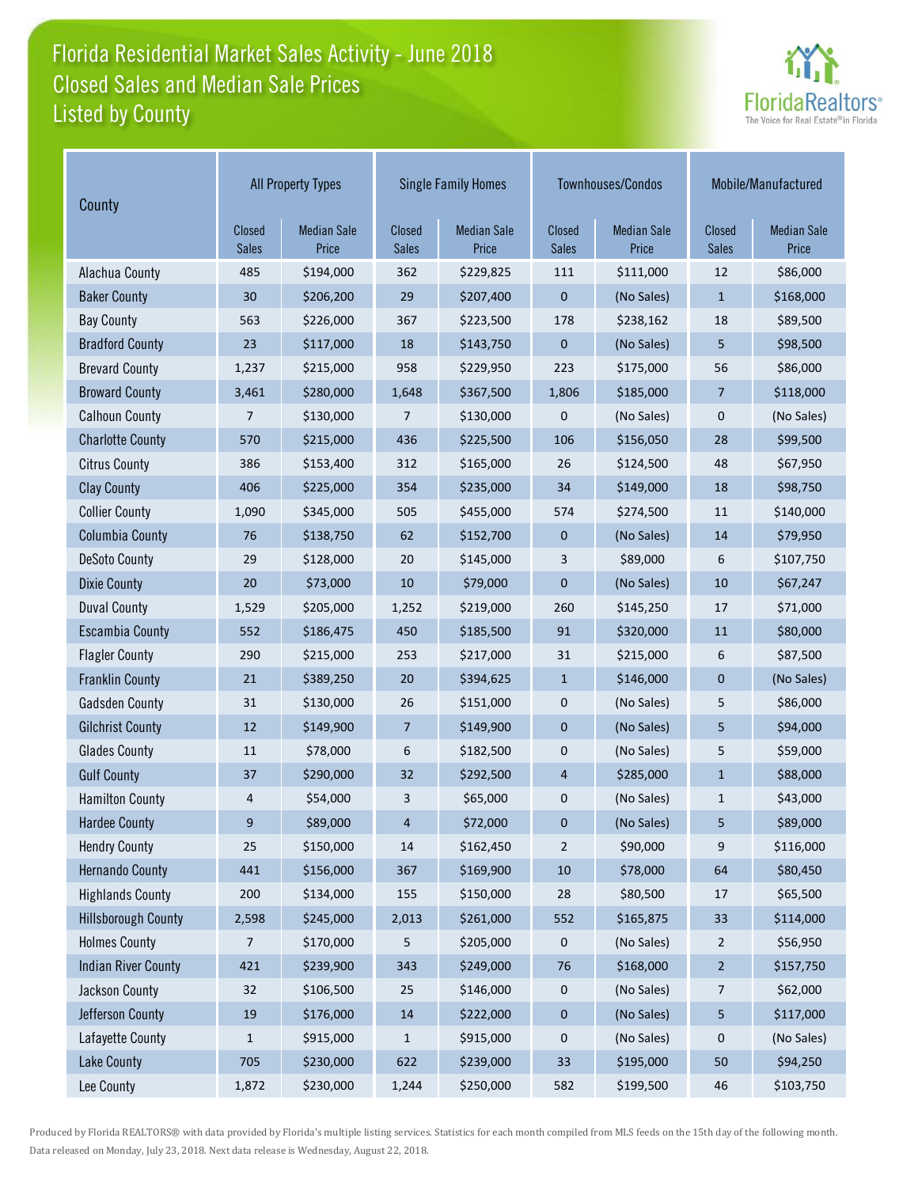# Florida Residential Market Sales Activity - June 2018
## Closed Sales and Median Sale Prices
## Listed by County

| County | All Property Types | | Single Family Homes | | Townhouses/Condos | | Mobile/Manufactured | |
|---|---|---|---|---|---|---|---|---|
| | Closed Sales | Median Sale Price | Closed Sales | Median Sale Price | Closed Sales | Median Sale Price | Closed Sales | Median Sale Price |
| Alachua County | 485 | $194,000 | 362 | $229,825 | 111 | $111,000 | 12 | $86,000 |
| Baker County | 30 | $206,200 | 29 | $207,400 | 0 | (No Sales) | 1 | $168,000 |
| Bay County | 563 | $226,000 | 367 | $223,500 | 178 | $238,162 | 18 | $89,500 |
| Bradford County | 23 | $117,000 | 18 | $143,750 | 0 | (No Sales) | 5 | $98,500 |
| Brevard County | 1,237 | $215,000 | 958 | $229,950 | 223 | $175,000 | 56 | $86,000 |
| Broward County | 3,461 | $280,000 | 1,648 | $367,500 | 1,806 | $185,000 | 7 | $118,000 |
| Calhoun County | 7 | $130,000 | 7 | $130,000 | 0 | (No Sales) | 0 | (No Sales) |
| Charlotte County | 570 | $215,000 | 436 | $225,500 | 106 | $156,050 | 28 | $99,500 |
| Citrus County | 386 | $153,400 | 312 | $165,000 | 26 | $124,500 | 48 | $67,950 |
| Clay County | 406 | $225,000 | 354 | $235,000 | 34 | $149,000 | 18 | $98,750 |
| Collier County | 1,090 | $345,000 | 505 | $455,000 | 574 | $274,500 | 11 | $140,000 |
| Columbia County | 76 | $138,750 | 62 | $152,700 | 0 | (No Sales) | 14 | $79,950 |
| DeSoto County | 29 | $128,000 | 20 | $145,000 | 3 | $89,000 | 6 | $107,750 |
| Dixie County | 20 | $73,000 | 10 | $79,000 | 0 | (No Sales) | 10 | $67,247 |
| Duval County | 1,529 | $205,000 | 1,252 | $219,000 | 260 | $145,250 | 17 | $71,000 |
| Escambia County | 552 | $186,475 | 450 | $185,500 | 91 | $320,000 | 11 | $80,000 |
| Flagler County | 290 | $215,000 | 253 | $217,000 | 31 | $215,000 | 6 | $87,500 |
| Franklin County | 21 | $389,250 | 20 | $394,625 | 1 | $146,000 | 0 | (No Sales) |
| Gadsden County | 31 | $130,000 | 26 | $151,000 | 0 | (No Sales) | 5 | $86,000 |
| Gilchrist County | 12 | $149,900 | 7 | $149,900 | 0 | (No Sales) | 5 | $94,000 |
| Glades County | 11 | $78,000 | 6 | $182,500 | 0 | (No Sales) | 5 | $59,000 |
| Gulf County | 37 | $290,000 | 32 | $292,500 | 4 | $285,000 | 1 | $88,000 |
| Hamilton County | 4 | $54,000 | 3 | $65,000 | 0 | (No Sales) | 1 | $43,000 |
| Hardee County | 9 | $89,000 | 4 | $72,000 | 0 | (No Sales) | 5 | $89,000 |
| Hendry County | 25 | $150,000 | 14 | $162,450 | 2 | $90,000 | 9 | $116,000 |
| Hernando County | 441 | $156,000 | 367 | $169,900 | 10 | $78,000 | 64 | $80,450 |
| Highlands County | 200 | $134,000 | 155 | $150,000 | 28 | $80,500 | 17 | $65,500 |
| Hillsborough County | 2,598 | $245,000 | 2,013 | $261,000 | 552 | $165,875 | 33 | $114,000 |
| Holmes County | 7 | $170,000 | 5 | $205,000 | 0 | (No Sales) | 2 | $56,950 |
| Indian River County | 421 | $239,900 | 343 | $249,000 | 76 | $168,000 | 2 | $157,750 |
| Jackson County | 32 | $106,500 | 25 | $146,000 | 0 | (No Sales) | 7 | $62,000 |
| Jefferson County | 19 | $176,000 | 14 | $222,000 | 0 | (No Sales) | 5 | $117,000 |
| Lafayette County | 1 | $915,000 | 1 | $915,000 | 0 | (No Sales) | 0 | (No Sales) |
| Lake County | 705 | $230,000 | 622 | $239,000 | 33 | $195,000 | 50 | $94,250 |
| Lee County | 1,872 | $230,000 | 1,244 | $250,000 | 582 | $199,500 | 46 | $103,750 |

Produced by Florida REALTORS® with data provided by Florida's multiple listing services. Statistics for each month compiled from MLS feeds on the 15th day of the following month. Data released on Monday, July 23, 2018. Next data release is Wednesday, August 22, 2018.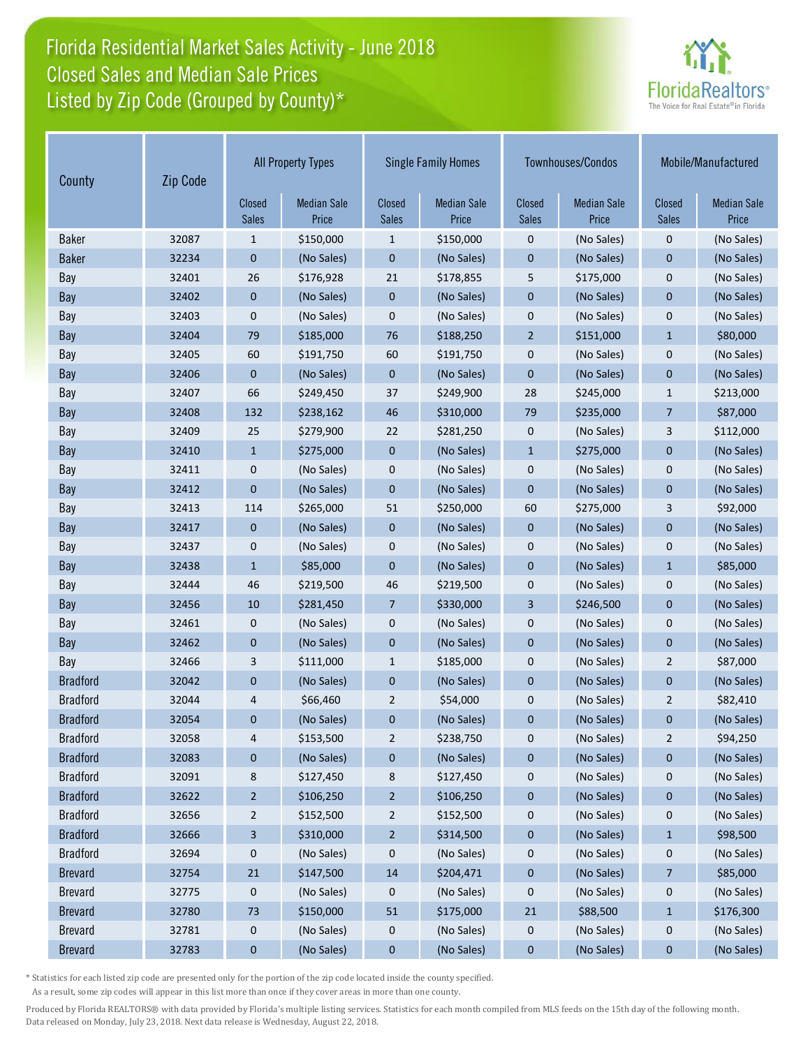# Florida Residential Market Sales Activity - June 2018
## Closed Sales and Median Sale Prices
## Listed by Zip Code (Grouped by County)*

| County | Zip Code | All Property Types | | Single Family Homes | | Townhouses/Condos | | Mobile/Manufactured | |
|---|---|---|---|---|---|---|---|---|---|
| | | Closed Sales | Median Sale Price | Closed Sales | Median Sale Price | Closed Sales | Median Sale Price | Closed Sales | Median Sale Price |
| Baker | 32087 | 1 | $150,000 | 1 | $150,000 | 0 | (No Sales) | 0 | (No Sales) |
| Baker | 32234 | 0 | (No Sales) | 0 | (No Sales) | 0 | (No Sales) | 0 | (No Sales) |
| Bay | 32401 | 26 | $176,928 | 21 | $178,855 | 5 | $175,000 | 0 | (No Sales) |
| Bay | 32402 | 0 | (No Sales) | 0 | (No Sales) | 0 | (No Sales) | 0 | (No Sales) |
| Bay | 32403 | 0 | (No Sales) | 0 | (No Sales) | 0 | (No Sales) | 0 | (No Sales) |
| Bay | 32404 | 79 | $185,000 | 76 | $188,250 | 2 | $151,000 | 1 | $80,000 |
| Bay | 32405 | 60 | $191,750 | 60 | $191,750 | 0 | (No Sales) | 0 | (No Sales) |
| Bay | 32406 | 0 | (No Sales) | 0 | (No Sales) | 0 | (No Sales) | 0 | (No Sales) |
| Bay | 32407 | 66 | $249,450 | 37 | $249,900 | 28 | $245,000 | 1 | $213,000 |
| Bay | 32408 | 132 | $238,162 | 46 | $310,000 | 79 | $235,000 | 7 | $87,000 |
| Bay | 32409 | 25 | $279,900 | 22 | $281,250 | 0 | (No Sales) | 3 | $112,000 |
| Bay | 32410 | 1 | $275,000 | 0 | (No Sales) | 1 | $275,000 | 0 | (No Sales) |
| Bay | 32411 | 0 | (No Sales) | 0 | (No Sales) | 0 | (No Sales) | 0 | (No Sales) |
| Bay | 32412 | 0 | (No Sales) | 0 | (No Sales) | 0 | (No Sales) | 0 | (No Sales) |
| Bay | 32413 | 114 | $265,000 | 51 | $250,000 | 60 | $275,000 | 3 | $92,000 |
| Bay | 32417 | 0 | (No Sales) | 0 | (No Sales) | 0 | (No Sales) | 0 | (No Sales) |
| Bay | 32437 | 0 | (No Sales) | 0 | (No Sales) | 0 | (No Sales) | 0 | (No Sales) |
| Bay | 32438 | 1 | $85,000 | 0 | (No Sales) | 0 | (No Sales) | 1 | $85,000 |
| Bay | 32444 | 46 | $219,500 | 46 | $219,500 | 0 | (No Sales) | 0 | (No Sales) |
| Bay | 32456 | 10 | $281,450 | 7 | $330,000 | 3 | $246,500 | 0 | (No Sales) |
| Bay | 32461 | 0 | (No Sales) | 0 | (No Sales) | 0 | (No Sales) | 0 | (No Sales) |
| Bay | 32462 | 0 | (No Sales) | 0 | (No Sales) | 0 | (No Sales) | 0 | (No Sales) |
| Bay | 32466 | 3 | $111,000 | 1 | $185,000 | 0 | (No Sales) | 2 | $87,000 |
| Bradford | 32042 | 0 | (No Sales) | 0 | (No Sales) | 0 | (No Sales) | 0 | (No Sales) |
| Bradford | 32044 | 4 | $66,460 | 2 | $54,000 | 0 | (No Sales) | 2 | $82,410 |
| Bradford | 32054 | 0 | (No Sales) | 0 | (No Sales) | 0 | (No Sales) | 0 | (No Sales) |
| Bradford | 32058 | 4 | $153,500 | 2 | $238,750 | 0 | (No Sales) | 2 | $94,250 |
| Bradford | 32083 | 0 | (No Sales) | 0 | (No Sales) | 0 | (No Sales) | 0 | (No Sales) |
| Bradford | 32091 | 8 | $127,450 | 8 | $127,450 | 0 | (No Sales) | 0 | (No Sales) |
| Bradford | 32622 | 2 | $106,250 | 2 | $106,250 | 0 | (No Sales) | 0 | (No Sales) |
| Bradford | 32656 | 2 | $152,500 | 2 | $152,500 | 0 | (No Sales) | 0 | (No Sales) |
| Bradford | 32666 | 3 | $310,000 | 2 | $314,500 | 0 | (No Sales) | 1 | $98,500 |
| Bradford | 32694 | 0 | (No Sales) | 0 | (No Sales) | 0 | (No Sales) | 0 | (No Sales) |
| Brevard | 32754 | 21 | $147,500 | 14 | $204,471 | 0 | (No Sales) | 7 | $85,000 |
| Brevard | 32775 | 0 | (No Sales) | 0 | (No Sales) | 0 | (No Sales) | 0 | (No Sales) |
| Brevard | 32780 | 73 | $150,000 | 51 | $175,000 | 21 | $88,500 | 1 | $176,300 |
| Brevard | 32781 | 0 | (No Sales) | 0 | (No Sales) | 0 | (No Sales) | 0 | (No Sales) |
| Brevard | 32783 | 0 | (No Sales) | 0 | (No Sales) | 0 | (No Sales) | 0 | (No Sales) |

\* Statistics for each listed zip code are presented only for the portion of the zip code located inside the county specified. As a result, some zip codes will appear in this list more than once if they cover areas in more than one county.

Produced by Florida REALTORS® with data provided by Florida's multiple listing services. Statistics for each month compiled from MLS feeds on the 15th day of the following month. Data released on Monday, July 23, 2018. Next data release is Wednesday, August 22, 2018.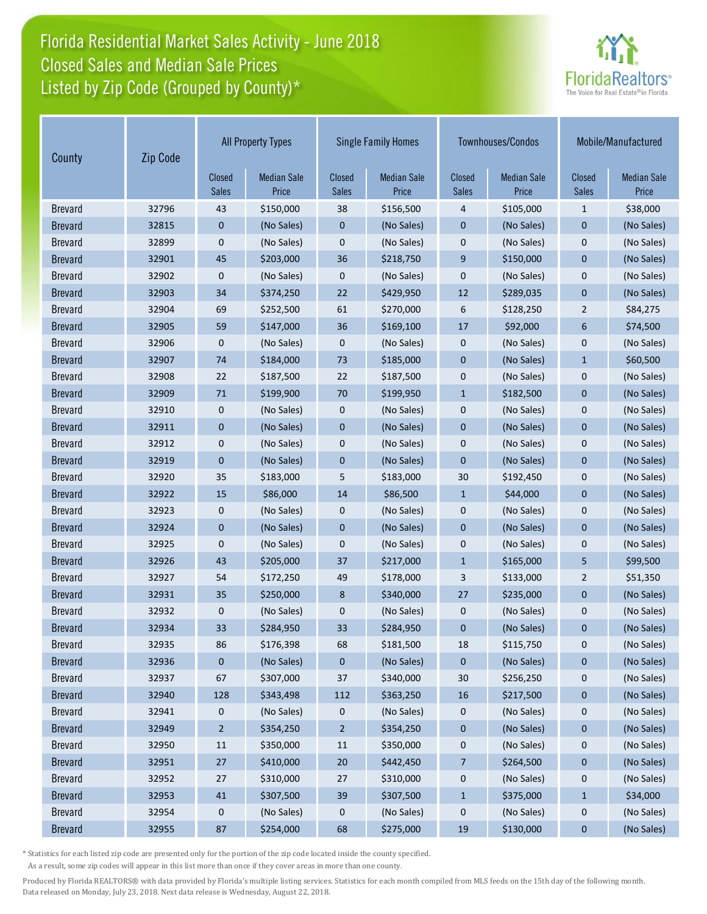# Florida Residential Market Sales Activity - June 2018
## Closed Sales and Median Sale Prices
## Listed by Zip Code (Grouped by County)*

| County | Zip Code | All Property Types | | Single Family Homes | | Townhouses/Condos | | Mobile/Manufactured | |
|---|---|---|---|---|---|---|---|---|---|
| | | Closed Sales | Median Sale Price | Closed Sales | Median Sale Price | Closed Sales | Median Sale Price | Closed Sales | Median Sale Price |
| Brevard | 32796 | 43 | $150,000 | 38 | $156,500 | 4 | $105,000 | 1 | $38,000 |
| Brevard | 32815 | 0 | (No Sales) | 0 | (No Sales) | 0 | (No Sales) | 0 | (No Sales) |
| Brevard | 32899 | 0 | (No Sales) | 0 | (No Sales) | 0 | (No Sales) | 0 | (No Sales) |
| Brevard | 32901 | 45 | $203,000 | 36 | $218,750 | 9 | $150,000 | 0 | (No Sales) |
| Brevard | 32902 | 0 | (No Sales) | 0 | (No Sales) | 0 | (No Sales) | 0 | (No Sales) |
| Brevard | 32903 | 34 | $374,250 | 22 | $429,950 | 12 | $289,035 | 0 | (No Sales) |
| Brevard | 32904 | 69 | $252,500 | 61 | $270,000 | 6 | $128,250 | 2 | $84,275 |
| Brevard | 32905 | 59 | $147,000 | 36 | $169,100 | 17 | $92,000 | 6 | $74,500 |
| Brevard | 32906 | 0 | (No Sales) | 0 | (No Sales) | 0 | (No Sales) | 0 | (No Sales) |
| Brevard | 32907 | 74 | $184,000 | 73 | $185,000 | 0 | (No Sales) | 1 | $60,500 |
| Brevard | 32908 | 22 | $187,500 | 22 | $187,500 | 0 | (No Sales) | 0 | (No Sales) |
| Brevard | 32909 | 71 | $199,900 | 70 | $199,950 | 1 | $182,500 | 0 | (No Sales) |
| Brevard | 32910 | 0 | (No Sales) | 0 | (No Sales) | 0 | (No Sales) | 0 | (No Sales) |
| Brevard | 32911 | 0 | (No Sales) | 0 | (No Sales) | 0 | (No Sales) | 0 | (No Sales) |
| Brevard | 32912 | 0 | (No Sales) | 0 | (No Sales) | 0 | (No Sales) | 0 | (No Sales) |
| Brevard | 32919 | 0 | (No Sales) | 0 | (No Sales) | 0 | (No Sales) | 0 | (No Sales) |
| Brevard | 32920 | 35 | $183,000 | 5 | $183,000 | 30 | $192,450 | 0 | (No Sales) |
| Brevard | 32922 | 15 | $86,000 | 14 | $86,500 | 1 | $44,000 | 0 | (No Sales) |
| Brevard | 32923 | 0 | (No Sales) | 0 | (No Sales) | 0 | (No Sales) | 0 | (No Sales) |
| Brevard | 32924 | 0 | (No Sales) | 0 | (No Sales) | 0 | (No Sales) | 0 | (No Sales) |
| Brevard | 32925 | 0 | (No Sales) | 0 | (No Sales) | 0 | (No Sales) | 0 | (No Sales) |
| Brevard | 32926 | 43 | $205,000 | 37 | $217,000 | 1 | $165,000 | 5 | $99,500 |
| Brevard | 32927 | 54 | $172,250 | 49 | $178,000 | 3 | $133,000 | 2 | $51,350 |
| Brevard | 32931 | 35 | $250,000 | 8 | $340,000 | 27 | $235,000 | 0 | (No Sales) |
| Brevard | 32932 | 0 | (No Sales) | 0 | (No Sales) | 0 | (No Sales) | 0 | (No Sales) |
| Brevard | 32934 | 33 | $284,950 | 33 | $284,950 | 0 | (No Sales) | 0 | (No Sales) |
| Brevard | 32935 | 86 | $176,398 | 68 | $181,500 | 18 | $115,750 | 0 | (No Sales) |
| Brevard | 32936 | 0 | (No Sales) | 0 | (No Sales) | 0 | (No Sales) | 0 | (No Sales) |
| Brevard | 32937 | 67 | $307,000 | 37 | $340,000 | 30 | $256,250 | 0 | (No Sales) |
| Brevard | 32940 | 128 | $343,498 | 112 | $363,250 | 16 | $217,500 | 0 | (No Sales) |
| Brevard | 32941 | 0 | (No Sales) | 0 | (No Sales) | 0 | (No Sales) | 0 | (No Sales) |
| Brevard | 32949 | 2 | $354,250 | 2 | $354,250 | 0 | (No Sales) | 0 | (No Sales) |
| Brevard | 32950 | 11 | $350,000 | 11 | $350,000 | 0 | (No Sales) | 0 | (No Sales) |
| Brevard | 32951 | 27 | $410,000 | 20 | $442,450 | 7 | $264,500 | 0 | (No Sales) |
| Brevard | 32952 | 27 | $310,000 | 27 | $310,000 | 0 | (No Sales) | 0 | (No Sales) |
| Brevard | 32953 | 41 | $307,500 | 39 | $307,500 | 1 | $375,000 | 1 | $34,000 |
| Brevard | 32954 | 0 | (No Sales) | 0 | (No Sales) | 0 | (No Sales) | 0 | (No Sales) |
| Brevard | 32955 | 87 | $254,000 | 68 | $275,000 | 19 | $130,000 | 0 | (No Sales) |

* Statistics for each listed zip code are presented only for the portion of the zip code located inside the county specified. As a result, some zip codes will appear in this list more than once if they cover areas in more than one county.

Produced by Florida REALTORS® with data provided by Florida's multiple listing services. Statistics for each month compiled from MLS feeds on the 15th day of the following month. Data released on Monday, July 23, 2018. Next data release is Wednesday, August 22, 2018.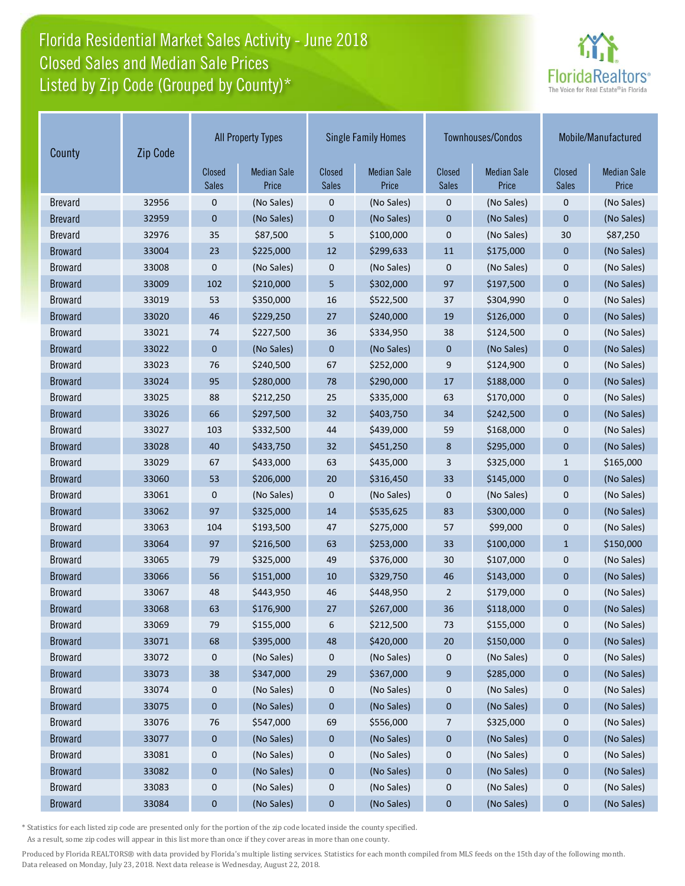# Florida Residential Market Sales Activity - June 2018
## Closed Sales and Median Sale Prices
## Listed by Zip Code (Grouped by County)*

FloridaRealtors®
The Voice for Real Estate® in Florida

| County | Zip Code | All Property Types | | Single Family Homes | | Townhouses/Condos | | Mobile/Manufactured | |
|---|---|---|---|---|---|---|---|---|---|
| | | Closed Sales | Median Sale Price | Closed Sales | Median Sale Price | Closed Sales | Median Sale Price | Closed Sales | Median Sale Price |
| Brevard | 32956 | 0 | (No Sales) | 0 | (No Sales) | 0 | (No Sales) | 0 | (No Sales) |
| Brevard | 32959 | 0 | (No Sales) | 0 | (No Sales) | 0 | (No Sales) | 0 | (No Sales) |
| Brevard | 32976 | 35 | $87,500 | 5 | $100,000 | 0 | (No Sales) | 30 | $87,250 |
| Broward | 33004 | 23 | $225,000 | 12 | $299,633 | 11 | $175,000 | 0 | (No Sales) |
| Broward | 33008 | 0 | (No Sales) | 0 | (No Sales) | 0 | (No Sales) | 0 | (No Sales) |
| Broward | 33009 | 102 | $210,000 | 5 | $302,000 | 97 | $197,500 | 0 | (No Sales) |
| Broward | 33019 | 53 | $350,000 | 16 | $522,500 | 37 | $304,990 | 0 | (No Sales) |
| Broward | 33020 | 46 | $229,250 | 27 | $240,000 | 19 | $126,000 | 0 | (No Sales) |
| Broward | 33021 | 74 | $227,500 | 36 | $334,950 | 38 | $124,500 | 0 | (No Sales) |
| Broward | 33022 | 0 | (No Sales) | 0 | (No Sales) | 0 | (No Sales) | 0 | (No Sales) |
| Broward | 33023 | 76 | $240,500 | 67 | $252,000 | 9 | $124,900 | 0 | (No Sales) |
| Broward | 33024 | 95 | $280,000 | 78 | $290,000 | 17 | $188,000 | 0 | (No Sales) |
| Broward | 33025 | 88 | $212,250 | 25 | $335,000 | 63 | $170,000 | 0 | (No Sales) |
| Broward | 33026 | 66 | $297,500 | 32 | $403,750 | 34 | $242,500 | 0 | (No Sales) |
| Broward | 33027 | 103 | $332,500 | 44 | $439,000 | 59 | $168,000 | 0 | (No Sales) |
| Broward | 33028 | 40 | $433,750 | 32 | $451,250 | 8 | $295,000 | 0 | (No Sales) |
| Broward | 33029 | 67 | $433,000 | 63 | $435,000 | 3 | $325,000 | 1 | $165,000 |
| Broward | 33060 | 53 | $206,000 | 20 | $316,450 | 33 | $145,000 | 0 | (No Sales) |
| Broward | 33061 | 0 | (No Sales) | 0 | (No Sales) | 0 | (No Sales) | 0 | (No Sales) |
| Broward | 33062 | 97 | $325,000 | 14 | $535,625 | 83 | $300,000 | 0 | (No Sales) |
| Broward | 33063 | 104 | $193,500 | 47 | $275,000 | 57 | $99,000 | 0 | (No Sales) |
| Broward | 33064 | 97 | $216,500 | 63 | $253,000 | 33 | $100,000 | 1 | $150,000 |
| Broward | 33065 | 79 | $325,000 | 49 | $376,000 | 30 | $107,000 | 0 | (No Sales) |
| Broward | 33066 | 56 | $151,000 | 10 | $329,750 | 46 | $143,000 | 0 | (No Sales) |
| Broward | 33067 | 48 | $443,950 | 46 | $448,950 | 2 | $179,000 | 0 | (No Sales) |
| Broward | 33068 | 63 | $176,900 | 27 | $267,000 | 36 | $118,000 | 0 | (No Sales) |
| Broward | 33069 | 79 | $155,000 | 6 | $212,500 | 73 | $155,000 | 0 | (No Sales) |
| Broward | 33071 | 68 | $395,000 | 48 | $420,000 | 20 | $150,000 | 0 | (No Sales) |
| Broward | 33072 | 0 | (No Sales) | 0 | (No Sales) | 0 | (No Sales) | 0 | (No Sales) |
| Broward | 33073 | 38 | $347,000 | 29 | $367,000 | 9 | $285,000 | 0 | (No Sales) |
| Broward | 33074 | 0 | (No Sales) | 0 | (No Sales) | 0 | (No Sales) | 0 | (No Sales) |
| Broward | 33075 | 0 | (No Sales) | 0 | (No Sales) | 0 | (No Sales) | 0 | (No Sales) |
| Broward | 33076 | 76 | $547,000 | 69 | $556,000 | 7 | $325,000 | 0 | (No Sales) |
| Broward | 33077 | 0 | (No Sales) | 0 | (No Sales) | 0 | (No Sales) | 0 | (No Sales) |
| Broward | 33081 | 0 | (No Sales) | 0 | (No Sales) | 0 | (No Sales) | 0 | (No Sales) |
| Broward | 33082 | 0 | (No Sales) | 0 | (No Sales) | 0 | (No Sales) | 0 | (No Sales) |
| Broward | 33083 | 0 | (No Sales) | 0 | (No Sales) | 0 | (No Sales) | 0 | (No Sales) |
| Broward | 33084 | 0 | (No Sales) | 0 | (No Sales) | 0 | (No Sales) | 0 | (No Sales) |

\* Statistics for each listed zip code are presented only for the portion of the zip code located inside the county specified.
As a result, some zip codes will appear in this list more than once if they cover areas in more than one county.

Produced by Florida REALTORS® with data provided by Florida's multiple listing services. Statistics for each month compiled from MLS feeds on the 15th day of the following month. Data released on Monday, July 23, 2018. Next data release is Wednesday, August 22, 2018.